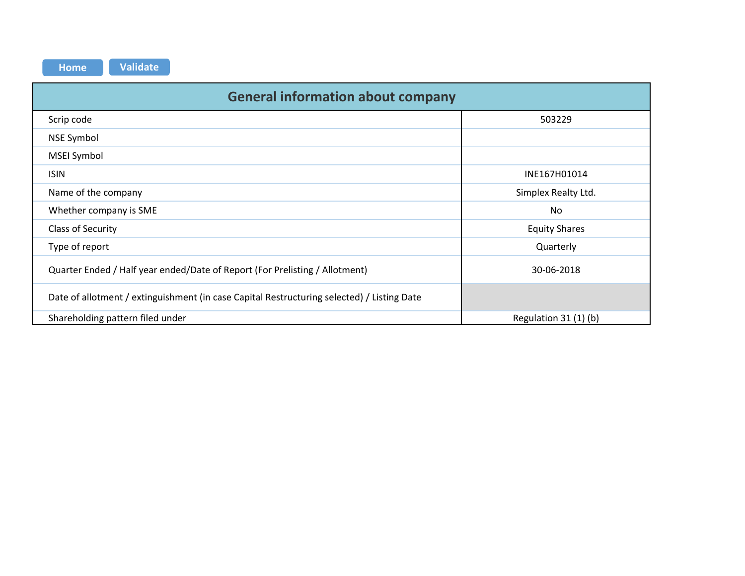Home | Validate

| General information about company | |
|---|---|
| Scrip code | 503229 |
| NSE Symbol | |
| MSEI Symbol | |
| ISIN | INE167H01014 |
| Name of the company | Simplex Realty Ltd. |
| Whether company is SME | No |
| Class of Security | Equity Shares |
| Type of report | Quarterly |
| Quarter Ended / Half year ended/Date of Report (For Prelisting / Allotment) | 30-06-2018 |
| Date of allotment / extinguishment (in case Capital Restructuring selected) / Listing Date | |
| Shareholding pattern filed under | Regulation 31 (1) (b) |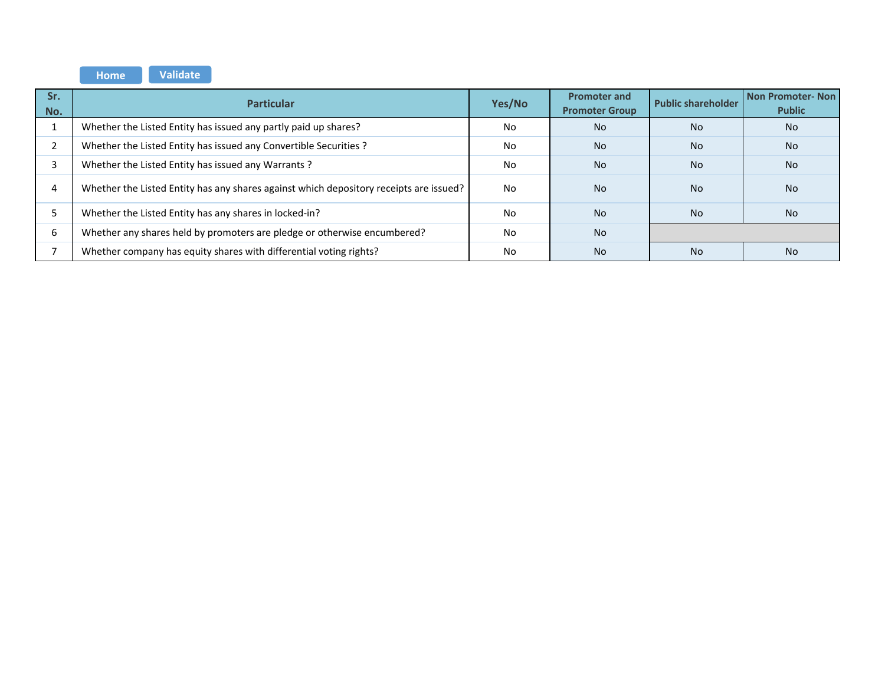Home Validate

| Sr. No. | Particular | Yes/No | Promoter and Promoter Group | Public shareholder | Non Promoter- Non Public |
|---|---|---|---|---|---|
| 1 | Whether the Listed Entity has issued any partly paid up shares? | No | No | No | No |
| 2 | Whether the Listed Entity has issued any Convertible Securities ? | No | No | No | No |
| 3 | Whether the Listed Entity has issued any Warrants ? | No | No | No | No |
| 4 | Whether the Listed Entity has any shares against which depository receipts are issued? | No | No | No | No |
| 5 | Whether the Listed Entity has any shares in locked-in? | No | No | No | No |
| 6 | Whether any shares held by promoters are pledge or otherwise encumbered? | No | No | | |
| 7 | Whether company has equity shares with differential voting rights? | No | No | No | No |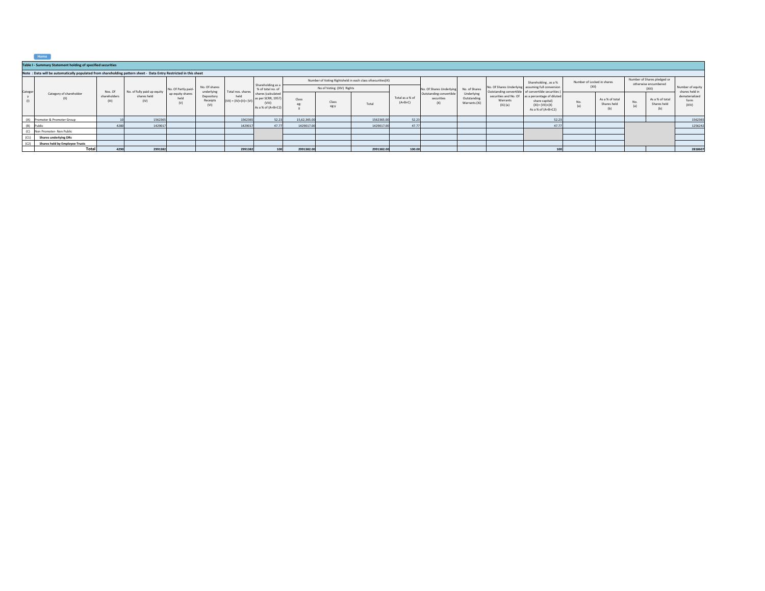Home

**Table I - Summary Statement holding of specified securities**

**Note : Data will be automatically populated from shareholding pattern sheet - Data Entry Restricted in this sheet**

| Category (I) | Category of shareholder (II) | Nos. Of shareholders (III) | No. of fully paid up equity shares held (IV) | No. Of Partly paid-up equity shares held (V) | No. Of shares underlying Depository Receipts (VI) | Total nos. shares held (VII) = (IV)+(V)+ (VI) | Shareholding as a % of total no. of shares (calculated as per SCRR, 1957) (VIII) As a % of (A+B+C2) | Number of Voting Rightsheld in each class ofsecurities(IX) | | | | No. Of Shares Underlying Outstanding convertible securities (X) | No. of Shares Underlying Outstanding Warrants (Xi) | No. Of Shares Underlying Outstanding convertible securities and No. Of Warrants (Xi) (a) | Shareholding , as a % assuming full conversion of convertible securities ( as a percentage of diluted share capital) (XI)= (VII)+(X) As a % of (A+B+C2) | Number of Locked in shares (XII) | | Number of Shares pledged or otherwise encumbered (XIII) | | Number of equity shares held in dematerialized form (XIV) |
|---|---|---|---|---|---|---|---|---|---|---|---|---|---|---|---|---|---|---|---|---|
| | | | | | | | | No of Voting (XIV) Rights | | | Total as a % of (A+B+C) | | | | | No. (a) | As a % of total Shares held (b) | No. (a) | As a % of total Shares held (b) | |
| | | | | | | | | Class eg: X | Class eg:y | Total | | | | | | | | | | |
| (A) | Promoter & Promoter Group | 10 | 1562365 | | | 1562365 | 52.23 | 15,62,365.00 | | 1562365.00 | 52.23 | | | | 52.23 | | | | | 1562365 |
| (B) | Public | 4280 | 1429017 | | | 1429017 | 47.77 | 1429017.00 | | 1429017.00 | 47.77 | | | | 47.77 | | | | | 1256242 |
| (C) | Non Promoter- Non Public | | | | | | | | | | | | | | | | | | | |
| (C1) | **Shares underlying DRs** | | | | | | | | | | | | | | | | | | | |
| (C2) | **Shares held by Employee Trusts** | | | | | | | | | | | | | | | | | | | |
| | **Total** | **4290** | **2991382** | | | **2991382** | **100** | **2991382.00** | | **2991382.00** | **100.00** | | | | **100** | | | | | **2818607** |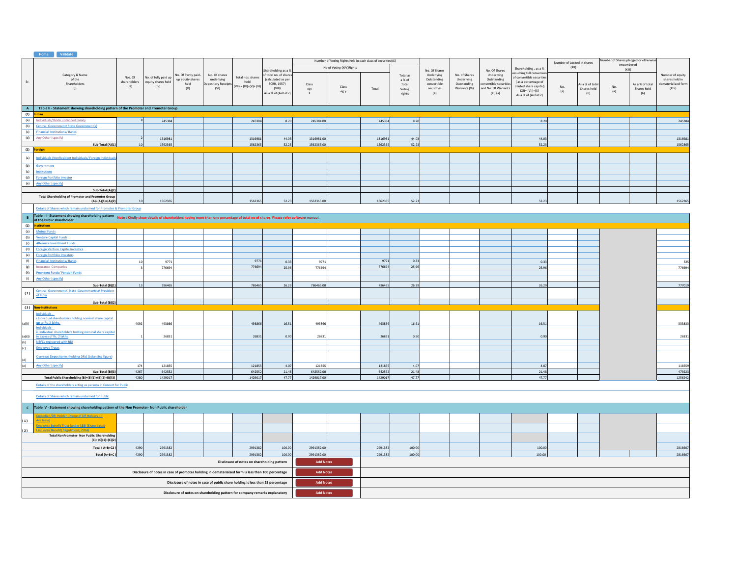Home Validate

| Sr. | Category & Name of the Shareholders (I) | Nos. Of shareholders (III) | No. of fully paid up equity shares held (IV) | No. Of Partly paid-up equity shares held (V) | No. Of shares underlying Depository Receipts (VI) | Total nos. shares held (VII) = (IV)+(V)+ (VI) | Shareholding as a % of total no. of shares (calculated as per SCRR, 1957) (VIII) As a % of (A+B+C2) | Number of Voting Rights held in each class of securities(IX) | | | | No. Of Shares Underlying Outstanding convertible securities (X) | No. of Shares Underlying Outstanding Warrants (Xi) | No. Of Shares Underlying Outstanding convertible securities and No. Of Warrants (Xi) (a) | Shareholding , as a % assuming full conversion of convertible securities ( as a percentage of diluted share capital) (XI)= (VII)+(X) As a % of (A+B+C2) | Number of Locked in shares (XII) | | Number of Shares pledged or otherwise encumbered (XIII) | | Number of equity shares held in dematerialized form (XIV) |
|---|---|---|---|---|---|---|---|---|---|---|---|---|---|---|---|---|---|---|---|---|
| | | | | | | | | No of Voting (XIV)Rights | | | Total as a % of Total Voting rights | | | | | No. (a) | As a % of total Shares held (b) | No. (a) | As a % of total Shares held (b) | |
| | | | | | | | | Class eg: X | Class eg:y | Total | | | | | | | | | | |
| A | **Table II - Statement showing shareholding pattern of the Promoter and Promoter Group** | | | | | | | | | | | | | | | | | | | |
| (1) | **Indian** | | | | | | | | | | | | | | | | | | | |
| (a) | Individuals/Hindu undivided Family | 8 | 245384 | | | 245384 | 8.20 | 245384.00 | | 245384 | 8.20 | | | | 8.20 | | | | | 245384 |
| (b) | Central Government/ State Government(s) | | | | | | | | | | | | | | | | | | | |
| (c) | Financial Institutions/ Banks | | | | | | | | | | | | | | | | | | | |
| (d) | Any Other (specify) | 2 | 1316981 | | | 1316981 | 44.03 | 1316981.00 | | 1316981 | 44.03 | | | | 44.03 | | | | | 1316981 |
| | **Sub-Total (A)(1)** | 10 | 1562365 | | | 1562365 | 52.23 | 1562365.00 | | 1562365 | 52.23 | | | | 52.23 | | | | | 1562365 |
| (2) | **Foreign** | | | | | | | | | | | | | | | | | | | |
| (a) | Individuals (NonResident Individuals/ Foreign Individuals) | | | | | | | | | | | | | | | | | | | |
| (b) | Government | | | | | | | | | | | | | | | | | | | |
| (c) | Institutions | | | | | | | | | | | | | | | | | | | |
| (d) | Foreign Portfolio Investor | | | | | | | | | | | | | | | | | | | |
| (e) | Any Other (specify) | | | | | | | | | | | | | | | | | | | |
| | **Sub-Total (A)(2)** | | | | | | | | | | | | | | | | | | | |
| | **Total Shareholding of Promoter and Promoter Group (A)=(A)(1)+(A)(2)** | 10 | 1562365 | | | 1562365 | 52.23 | 1562365.00 | | 1562365 | 52.23 | | | | 52.23 | | | | | 1562365 |
| | Details of Shares which remain unclaimed for Promoter & Promoter Group | | | | | | | | | | | | | | | | | | | |
| B | **Table III - Statement showing shareholding pattern of the Public shareholder** | Note : Kindly show details of shareholders having more than one percentage of total no of shares. Please refer software manual. | | | | | | | | | | | | | | | | | | |
| (1) | **Institutions** | | | | | | | | | | | | | | | | | | | |
| (a) | Mutual Funds | | | | | | | | | | | | | | | | | | | |
| (b) | Venture Capital Funds | | | | | | | | | | | | | | | | | | | |
| (c) | Alternate Investment Funds | | | | | | | | | | | | | | | | | | | |
| (d) | Foreign Venture Capital Investors | | | | | | | | | | | | | | | | | | | |
| (e) | Foreign Portfolio Investors | | | | | | | | | | | | | | | | | | | |
| (f) | Financial Institutions/ Banks | 10 | 9771 | | | 9771 | 0.33 | 9771 | | 9771 | 0.33 | | | | 0.33 | | | | | 325 |
| (g) | Insurance Companies | 3 | 776694 | | | 776694 | 25.96 | 776694 | | 776694 | 25.96 | | | | 25.96 | | | | | 776694 |
| (h) | Provident Funds/ Pension Funds | | | | | | | | | | | | | | | | | | | |
| (i) | Any Other (specify) | | | | | | | | | | | | | | | | | | | |
| | **Sub-Total (B)(1)** | 13 | 786465 | | | 786465 | 26.29 | 786465.00 | | 786465 | 26.29 | | | | 26.29 | | | | | 777019 |
| (2) | Central Government/ State Government(s)/ President of India | | | | | | | | | | | | | | | | | | | |
| | **Sub-Total (B)(2)** | | | | | | | | | | | | | | | | | | | |
| (3) | **Non-institutions** | | | | | | | | | | | | | | | | | | | |
| (a(i)) | Individuals - i.Individual shareholders holding nominal share capital up to Rs. 2 lakhs. | 4092 | 493866 | | | 493866 | 16.51 | 493866 | | 493866 | 16.51 | | | | 16.51 | | | | | 333833 |
| (a(ii)) | Individuals - ii. Individual shareholders holding nominal share capital in excess of Rs. 2 lakhs. | 1 | 26831 | | | 26831 | 0.90 | 26831 | | 26831 | 0.90 | | | | 0.90 | | | | | 26831 |
| (b) | NBFCs registered with RBI | | | | | | | | | | | | | | | | | | | |
| (c) | Employee Trusts | | | | | | | | | | | | | | | | | | | |
| (d) | Overseas Depositories (holding DRs) (balancing figure) | | | | | | | | | | | | | | | | | | | |
| (e) | Any Other (specify) | 174 | 121855 | | | 121855 | 4.07 | 121855 | | 121855 | 4.07 | | | | 4.07 | | | | | 118559 |
| | **Sub-Total (B)(3)** | 4267 | 642552 | | | 642552 | 21.48 | 642552.00 | | 642552 | 21.48 | | | | 21.48 | | | | | 479223 |
| | **Total Public Shareholding (B)=(B)(1)+(B)(2)+(B)(3)** | 4280 | 1429017 | | | 1429017 | 47.77 | 1429017.00 | | 1429017 | 47.77 | | | | 47.77 | | | | | 1256242 |
| | Details of the shareholders acting as persons in Concert for Public | | | | | | | | | | | | | | | | | | | |
| | Details of Shares which remain unclaimed for Public | | | | | | | | | | | | | | | | | | | |
| C | **Table IV - Statement showing shareholding pattern of the Non Promoter- Non Public shareholder** | | | | | | | | | | | | | | | | | | | |
| (1) | Custodian/DR Holder - Name of DR Holders (If Available) | | | | | | | | | | | | | | | | | | | |
| (2) | Employee Benefit Trust (under SEBI (Share based Employee Benefit) Regulations, 2014) | | | | | | | | | | | | | | | | | | | |
| | **Total NonPromoter- Non Public Shareholding (C)= (C)(1)+(C)(2)** | | | | | | | | | | | | | | | | | | | |
| | **Total ( A+B+C2 )** | 4290 | 2991382 | | | 2991382 | 100.00 | 2991382.00 | | 2991382 | 100.00 | | | | 100.00 | | | | | 2818607 |
| | **Total (A+B+C )** | 4290 | 2991382 | | | 2991382 | 100.00 | 2991382.00 | | 2991382 | 100.00 | | | | 100.00 | | | | | 2818607 |

| | |
|---|---|
| Disclosure of notes on shareholding pattern | Add Notes |
| Disclosure of notes in case of promoter holiding in dematerialsed form is less than 100 percentage | Add Notes |
| Disclosure of notes in case of public share holding is less than 25 percentage | Add Notes |
| Disclosure of notes on shareholding pattern for company remarks explanatory | Add Notes |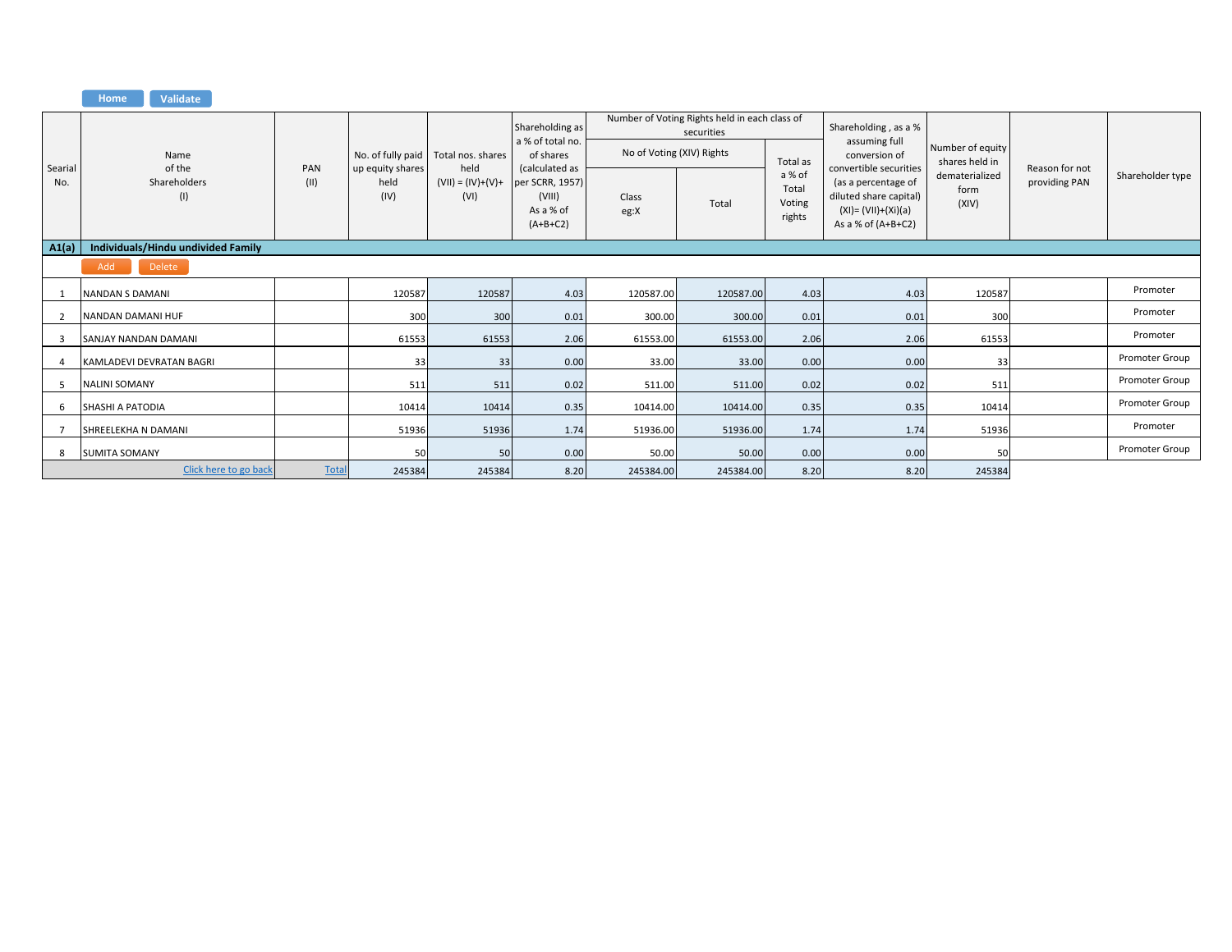| Searial No. | Name of the Shareholders (I) | PAN (II) | No. of fully paid up equity shares held (IV) | Total nos. shares held (VII) = (IV)+(V)+ (VI) | Shareholding as a % of total no. of shares (calculated as per SCRR, 1957) (VIII) As a % of (A+B+C2) | Number of Voting Rights held in each class of securities | | | Shareholding , as a % assuming full conversion of convertible securities (as a percentage of diluted share capital) (XI)= (VII)+(Xi)(a) As a % of (A+B+C2) | Number of equity shares held in dematerialized form (XIV) | Reason for not providing PAN | Shareholder type |
|---|---|---|---|---|---|---|---|---|---|---|---|---|
| | | | | | | No of Voting (XIV) Rights | | Total as a % of Total Voting rights | | | | |
| | | | | | | Class eg:X | Total | | | | | |
| **A1(a)** | **Individuals/Hindu undivided Family** | | | | | | | | | | | |
| 1 | NANDAN S DAMANI | | 120587 | 120587 | 4.03 | 120587.00 | 120587.00 | 4.03 | 4.03 | 120587 | | Promoter |
| 2 | NANDAN DAMANI HUF | | 300 | 300 | 0.01 | 300.00 | 300.00 | 0.01 | 0.01 | 300 | | Promoter |
| 3 | SANJAY NANDAN DAMANI | | 61553 | 61553 | 2.06 | 61553.00 | 61553.00 | 2.06 | 2.06 | 61553 | | Promoter |
| 4 | KAMLADEVI DEVRATAN BAGRI | | 33 | 33 | 0.00 | 33.00 | 33.00 | 0.00 | 0.00 | 33 | | Promoter Group |
| 5 | NALINI SOMANY | | 511 | 511 | 0.02 | 511.00 | 511.00 | 0.02 | 0.02 | 511 | | Promoter Group |
| 6 | SHASHI A PATODIA | | 10414 | 10414 | 0.35 | 10414.00 | 10414.00 | 0.35 | 0.35 | 10414 | | Promoter Group |
| 7 | SHREELEKHA N DAMANI | | 51936 | 51936 | 1.74 | 51936.00 | 51936.00 | 1.74 | 1.74 | 51936 | | Promoter |
| 8 | SUMITA SOMANY | | 50 | 50 | 0.00 | 50.00 | 50.00 | 0.00 | 0.00 | 50 | | Promoter Group |
| | Click here to go back | Total | 245384 | 245384 | 8.20 | 245384.00 | 245384.00 | 8.20 | 8.20 | 245384 | | |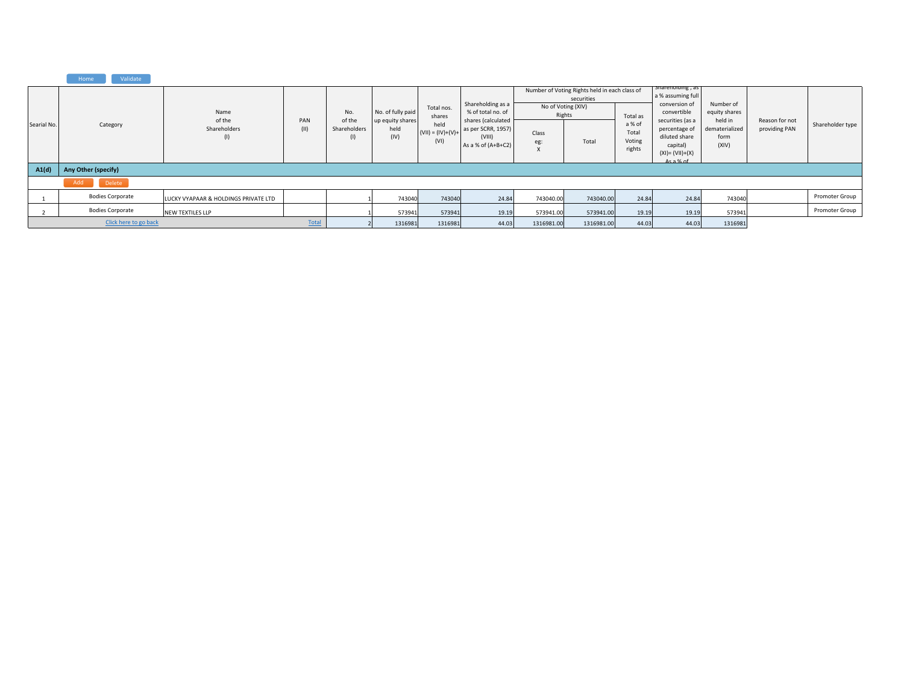| Searial No. | Category | Name of the Shareholders (I) | PAN (II) | No. of the Shareholders (I) | No. of fully paid up equity shares held (IV) | Total nos. shares held (VII) = (IV)+(V)+ (VI) | Shareholding as a % of total no. of shares (calculated as per SCRR, 1957) (VIII) As a % of (A+B+C2) | Number of Voting Rights held in each class of securities | | | Shareholding , as a % assuming full conversion of convertible securities (as a percentage of diluted share capital) (XI)= (VII)+(X) As a % of | Number of equity shares held in dematerialized form (XIV) | Reason for not providing PAN | Shareholder type |
|---|---|---|---|---|---|---|---|---|---|---|---|---|---|---|
| | | | | | | | | No of Voting (XIV) Rights | | Total as a % of Total Voting rights | | | | |
| | | | | | | | | Class eg: X | Total | | | | | |
| **A1(d)** | **Any Other (specify)** | | | | | | | | | | | | | |
| 1 | Bodies Corporate | LUCKY VYAPAAR & HOLDINGS PRIVATE LTD | | 1 | 743040 | 743040 | 24.84 | 743040.00 | 743040.00 | 24.84 | 24.84 | 743040 | | Promoter Group |
| 2 | Bodies Corporate | NEW TEXTILES LLP | | 1 | 573941 | 573941 | 19.19 | 573941.00 | 573941.00 | 19.19 | 19.19 | 573941 | | Promoter Group |
| | Click here to go back | | Total | 2 | 1316981 | 1316981 | 44.03 | 1316981.00 | 1316981.00 | 44.03 | 44.03 | 1316981 | | |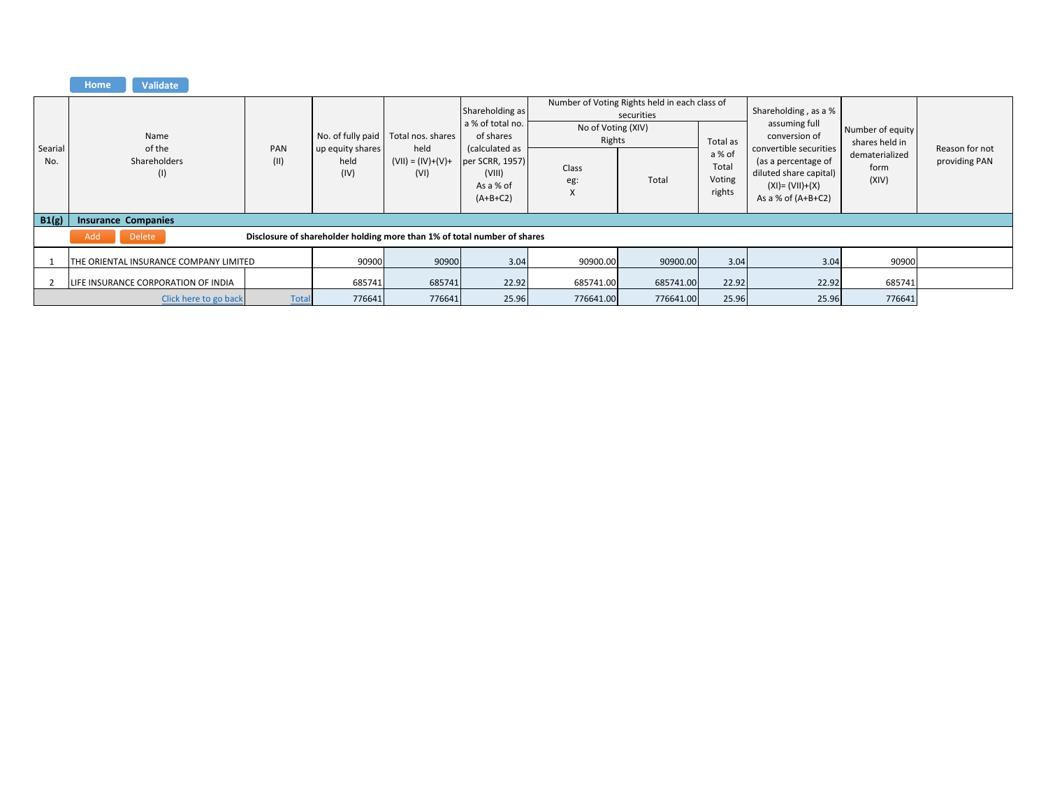| Searial No. | Name of the Shareholders (I) | PAN (II) | No. of fully paid up equity shares held (IV) | Total nos. shares held (VII) = (IV)+(V)+ (VI) | Shareholding as a % of total no. of shares (calculated as per SCRR, 1957) (VIII) As a % of (A+B+C2) | Number of Voting Rights held in each class of securities | | | Shareholding , as a % assuming full conversion of convertible securities (as a percentage of diluted share capital) (XI)= (VII)+(X) As a % of (A+B+C2) | Number of equity shares held in dematerialized form (XIV) | Reason for not providing PAN |
|---|---|---|---|---|---|---|---|---|---|---|---|
| | | | | | | No of Voting (XIV) Rights | | Total as a % of Total Voting rights | | | |
| | | | | | | Class eg: X | Total | | | | |
| **B1(g)** | **Insurance Companies** | | | | | | | | | | |
| | Add Delete | **Disclosure of shareholder holding more than 1% of total number of shares** | | | | | | | | | |
| 1 | THE ORIENTAL INSURANCE COMPANY LIMITED | | 90900 | 90900 | 3.04 | 90900.00 | 90900.00 | 3.04 | 3.04 | 90900 | |
| 2 | LIFE INSURANCE CORPORATION OF INDIA | | 685741 | 685741 | 22.92 | 685741.00 | 685741.00 | 22.92 | 22.92 | 685741 | |
| | Click here to go back | Total | 776641 | 776641 | 25.96 | 776641.00 | 776641.00 | 25.96 | 25.96 | 776641 | |